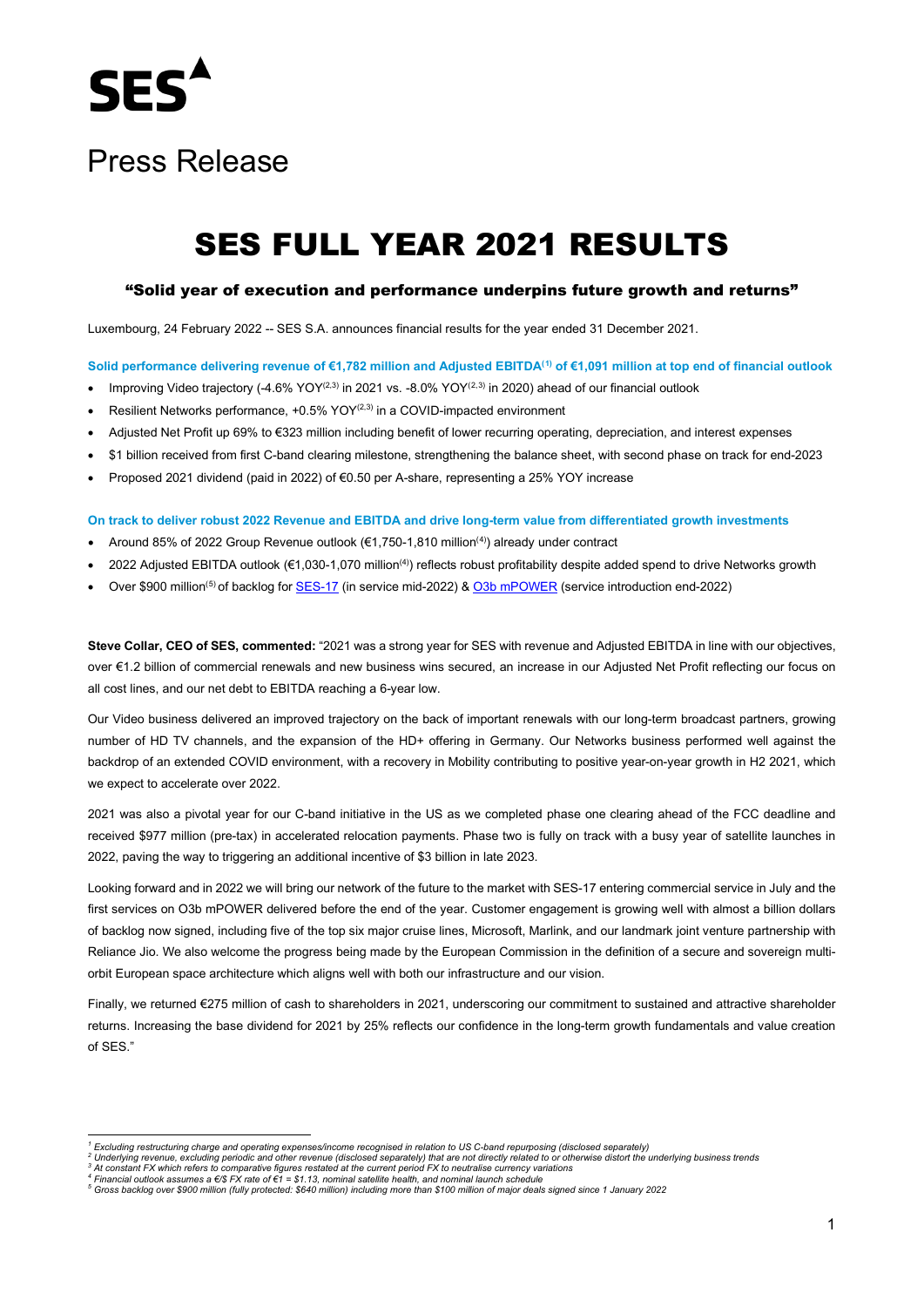# Press Release

# SES FULL YEAR 2021 RESULTS

### "Solid year of execution and performance underpins future growth and returns"

Luxembourg, 24 February 2022 -- SES S.A. announces financial results for the year ended 31 December 2021.

**Solid performance delivering revenue of €1,782 million and Adjusted EBITDA[1] of €1,091 million at top end of financial outlook**

- Improving Video trajectory (-4.6% YOY[2,3] in 2021 vs. -8.0% YOY[2,3] in 2020) ahead of our financial outlook
- Resilient Networks performance, +0.5% YOY[2,3] in a COVID-impacted environment
- Adjusted Net Profit up 69% to €323 million including benefit of lower recurring operating, depreciation, and interest expenses
- $1 billion received from first C-band clearing milestone, strengthening the balance sheet, with second phase on track for end-2023
- Proposed 2021 dividend (paid in 2022) of €0.50 per A-share, representing a 25% YOY increase

**On track to deliver robust 2022 Revenue and EBITDA and drive long-term value from differentiated growth investments**

- Around 85% of 2022 Group Revenue outlook (€1,750-1,810 million[4]) already under contract
- 2022 Adjusted EBITDA outlook (€1,030-1,070 million[4]) reflects robust profitability despite added spend to drive Networks growth
- Over $900 million[5] of backlog for SES-17 (in service mid-2022) & O3b mPOWER (service introduction end-2022)

**Steve Collar, CEO of SES, commented:** "2021 was a strong year for SES with revenue and Adjusted EBITDA in line with our objectives, over €1.2 billion of commercial renewals and new business wins secured, an increase in our Adjusted Net Profit reflecting our focus on all cost lines, and our net debt to EBITDA reaching a 6-year low.

Our Video business delivered an improved trajectory on the back of important renewals with our long-term broadcast partners, growing number of HD TV channels, and the expansion of the HD+ offering in Germany. Our Networks business performed well against the backdrop of an extended COVID environment, with a recovery in Mobility contributing to positive year-on-year growth in H2 2021, which we expect to accelerate over 2022.

2021 was also a pivotal year for our C-band initiative in the US as we completed phase one clearing ahead of the FCC deadline and received $977 million (pre-tax) in accelerated relocation payments. Phase two is fully on track with a busy year of satellite launches in 2022, paving the way to triggering an additional incentive of $3 billion in late 2023.

Looking forward and in 2022 we will bring our network of the future to the market with SES-17 entering commercial service in July and the first services on O3b mPOWER delivered before the end of the year. Customer engagement is growing well with almost a billion dollars of backlog now signed, including five of the top six major cruise lines, Microsoft, Marlink, and our landmark joint venture partnership with Reliance Jio. We also welcome the progress being made by the European Commission in the definition of a secure and sovereign multi-orbit European space architecture which aligns well with both our infrastructure and our vision.

Finally, we returned €275 million of cash to shareholders in 2021, underscoring our commitment to sustained and attractive shareholder returns. Increasing the base dividend for 2021 by 25% reflects our confidence in the long-term growth fundamentals and value creation of SES."

---

*[1] Excluding restructuring charge and operating expenses/income recognised in relation to US C-band repurposing (disclosed separately)*
*[2] Underlying revenue, excluding periodic and other revenue (disclosed separately) that are not directly related to or otherwise distort the underlying business trends*
*[3] At constant FX which refers to comparative figures restated at the current period FX to neutralise currency variations*
*[4] Financial outlook assumes a €/$ FX rate of €1 = $1.13, nominal satellite health, and nominal launch schedule*
*[5] Gross backlog over $900 million (fully protected: $640 million) including more than $100 million of major deals signed since 1 January 2022*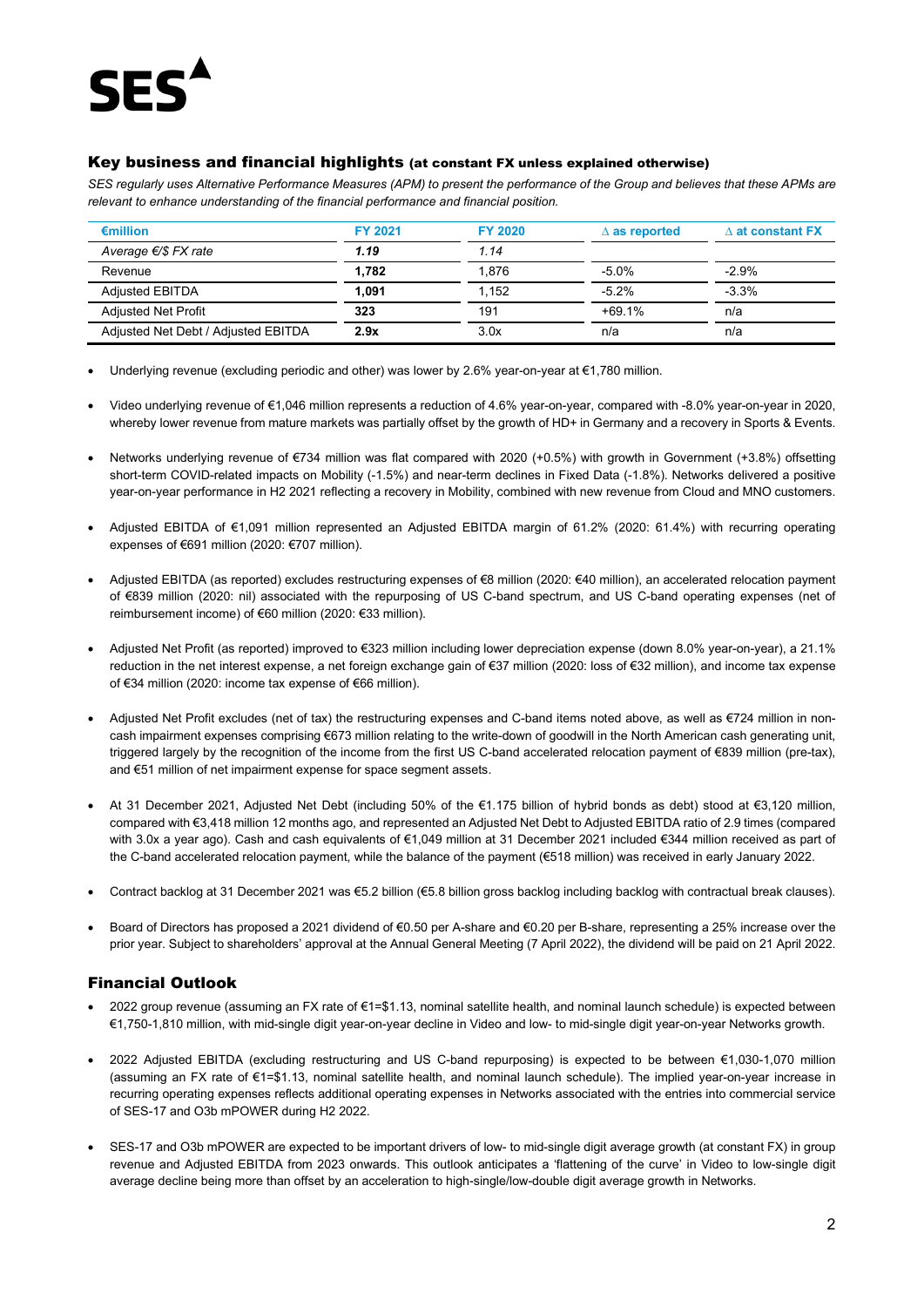SES

## Key business and financial highlights (at constant FX unless explained otherwise)

*SES regularly uses Alternative Performance Measures (APM) to present the performance of the Group and believes that these APMs are relevant to enhance understanding of the financial performance and financial position.*

| €million | FY 2021 | FY 2020 | ∆ as reported | ∆ at constant FX |
|---|---|---|---|---|
| *Average €/$ FX rate* | ***1.19*** | *1.14* | | |
| Revenue | **1,782** | 1,876 | -5.0% | -2.9% |
| Adjusted EBITDA | **1,091** | 1,152 | -5.2% | -3.3% |
| Adjusted Net Profit | **323** | 191 | +69.1% | n/a |
| Adjusted Net Debt / Adjusted EBITDA | **2.9x** | 3.0x | n/a | n/a |

- Underlying revenue (excluding periodic and other) was lower by 2.6% year-on-year at €1,780 million.
- Video underlying revenue of €1,046 million represents a reduction of 4.6% year-on-year, compared with -8.0% year-on-year in 2020, whereby lower revenue from mature markets was partially offset by the growth of HD+ in Germany and a recovery in Sports & Events.
- Networks underlying revenue of €734 million was flat compared with 2020 (+0.5%) with growth in Government (+3.8%) offsetting short-term COVID-related impacts on Mobility (-1.5%) and near-term declines in Fixed Data (-1.8%). Networks delivered a positive year-on-year performance in H2 2021 reflecting a recovery in Mobility, combined with new revenue from Cloud and MNO customers.
- Adjusted EBITDA of €1,091 million represented an Adjusted EBITDA margin of 61.2% (2020: 61.4%) with recurring operating expenses of €691 million (2020: €707 million).
- Adjusted EBITDA (as reported) excludes restructuring expenses of €8 million (2020: €40 million), an accelerated relocation payment of €839 million (2020: nil) associated with the repurposing of US C-band spectrum, and US C-band operating expenses (net of reimbursement income) of €60 million (2020: €33 million).
- Adjusted Net Profit (as reported) improved to €323 million including lower depreciation expense (down 8.0% year-on-year), a 21.1% reduction in the net interest expense, a net foreign exchange gain of €37 million (2020: loss of €32 million), and income tax expense of €34 million (2020: income tax expense of €66 million).
- Adjusted Net Profit excludes (net of tax) the restructuring expenses and C-band items noted above, as well as €724 million in non-cash impairment expenses comprising €673 million relating to the write-down of goodwill in the North American cash generating unit, triggered largely by the recognition of the income from the first US C-band accelerated relocation payment of €839 million (pre-tax), and €51 million of net impairment expense for space segment assets.
- At 31 December 2021, Adjusted Net Debt (including 50% of the €1.175 billion of hybrid bonds as debt) stood at €3,120 million, compared with €3,418 million 12 months ago, and represented an Adjusted Net Debt to Adjusted EBITDA ratio of 2.9 times (compared with 3.0x a year ago). Cash and cash equivalents of €1,049 million at 31 December 2021 included €344 million received as part of the C-band accelerated relocation payment, while the balance of the payment (€518 million) was received in early January 2022.
- Contract backlog at 31 December 2021 was €5.2 billion (€5.8 billion gross backlog including backlog with contractual break clauses).
- Board of Directors has proposed a 2021 dividend of €0.50 per A-share and €0.20 per B-share, representing a 25% increase over the prior year. Subject to shareholders' approval at the Annual General Meeting (7 April 2022), the dividend will be paid on 21 April 2022.

## Financial Outlook

- 2022 group revenue (assuming an FX rate of €1=$1.13, nominal satellite health, and nominal launch schedule) is expected between €1,750-1,810 million, with mid-single digit year-on-year decline in Video and low- to mid-single digit year-on-year Networks growth.
- 2022 Adjusted EBITDA (excluding restructuring and US C-band repurposing) is expected to be between €1,030-1,070 million (assuming an FX rate of €1=$1.13, nominal satellite health, and nominal launch schedule). The implied year-on-year increase in recurring operating expenses reflects additional operating expenses in Networks associated with the entries into commercial service of SES-17 and O3b mPOWER during H2 2022.
- SES-17 and O3b mPOWER are expected to be important drivers of low- to mid-single digit average growth (at constant FX) in group revenue and Adjusted EBITDA from 2023 onwards. This outlook anticipates a 'flattening of the curve' in Video to low-single digit average decline being more than offset by an acceleration to high-single/low-double digit average growth in Networks.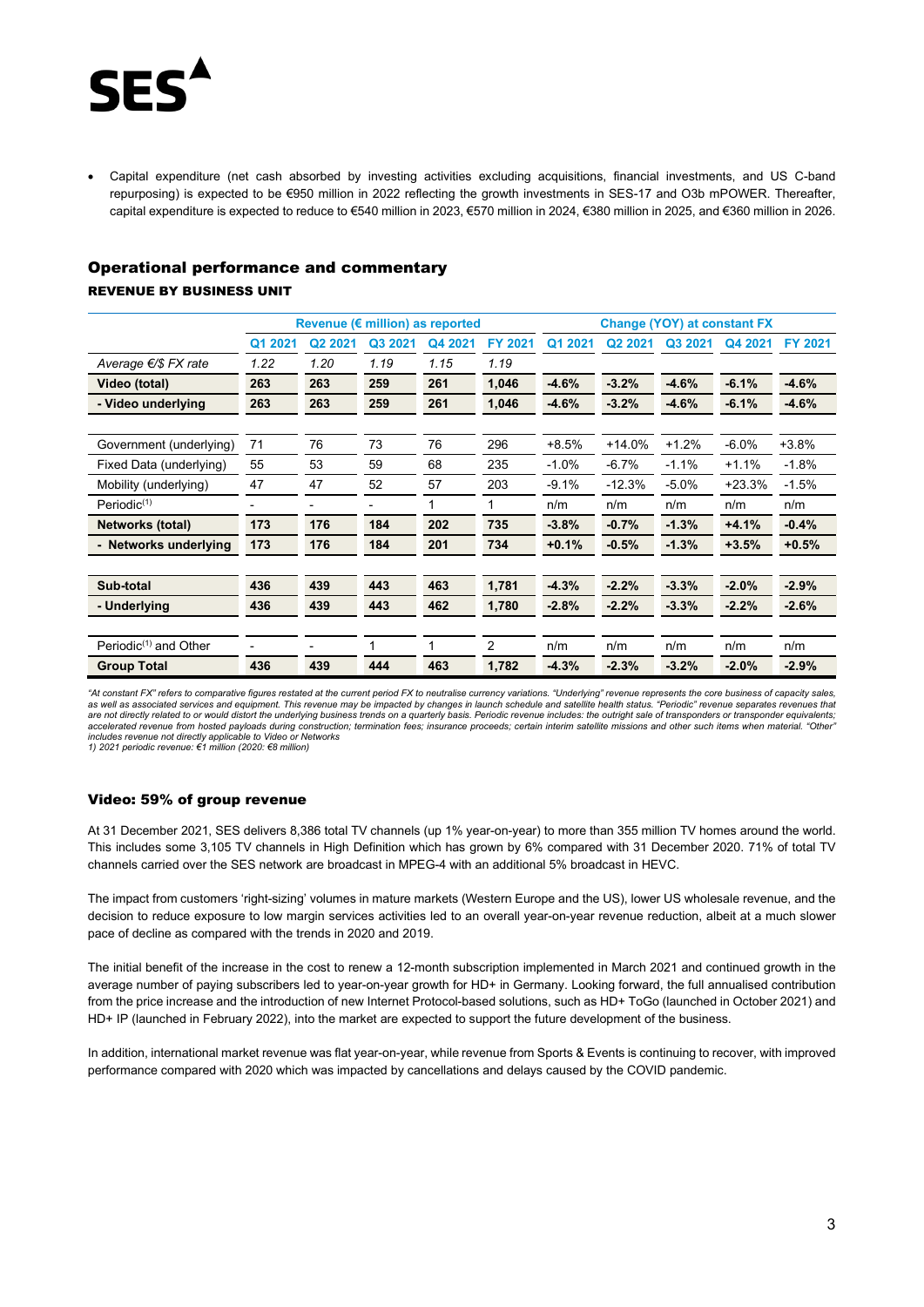- Capital expenditure (net cash absorbed by investing activities excluding acquisitions, financial investments, and US C-band repurposing) is expected to be €950 million in 2022 reflecting the growth investments in SES-17 and O3b mPOWER. Thereafter, capital expenditure is expected to reduce to €540 million in 2023, €570 million in 2024, €380 million in 2025, and €360 million in 2026.

## Operational performance and commentary

### REVENUE BY BUSINESS UNIT

| | Revenue (€ million) as reported | | | | | Change (YOY) at constant FX | | | | |
|---|---|---|---|---|---|---|---|---|---|---|
| | Q1 2021 | Q2 2021 | Q3 2021 | Q4 2021 | FY 2021 | Q1 2021 | Q2 2021 | Q3 2021 | Q4 2021 | FY 2021 |
| *Average €/$ FX rate* | *1.22* | *1.20* | *1.19* | *1.15* | *1.19* | | | | | |
| **Video (total)** | **263** | **263** | **259** | **261** | **1,046** | **-4.6%** | **-3.2%** | **-4.6%** | **-6.1%** | **-4.6%** |
| **- Video underlying** | **263** | **263** | **259** | **261** | **1,046** | **-4.6%** | **-3.2%** | **-4.6%** | **-6.1%** | **-4.6%** |
| Government (underlying) | 71 | 76 | 73 | 76 | 296 | +8.5% | +14.0% | +1.2% | -6.0% | +3.8% |
| Fixed Data (underlying) | 55 | 53 | 59 | 68 | 235 | -1.0% | -6.7% | -1.1% | +1.1% | -1.8% |
| Mobility (underlying) | 47 | 47 | 52 | 57 | 203 | -9.1% | -12.3% | -5.0% | +23.3% | -1.5% |
| Periodic[(1)] | - | - | - | 1 | 1 | n/m | n/m | n/m | n/m | n/m |
| **Networks (total)** | **173** | **176** | **184** | **202** | **735** | **-3.8%** | **-0.7%** | **-1.3%** | **+4.1%** | **-0.4%** |
| **- Networks underlying** | **173** | **176** | **184** | **201** | **734** | **+0.1%** | **-0.5%** | **-1.3%** | **+3.5%** | **+0.5%** |
| **Sub-total** | **436** | **439** | **443** | **463** | **1,781** | **-4.3%** | **-2.2%** | **-3.3%** | **-2.0%** | **-2.9%** |
| **- Underlying** | **436** | **439** | **443** | **462** | **1,780** | **-2.8%** | **-2.2%** | **-3.3%** | **-2.2%** | **-2.6%** |
| Periodic[(1)] and Other | - | - | 1 | 1 | 2 | n/m | n/m | n/m | n/m | n/m |
| **Group Total** | **436** | **439** | **444** | **463** | **1,782** | **-4.3%** | **-2.3%** | **-3.2%** | **-2.0%** | **-2.9%** |

*"At constant FX" refers to comparative figures restated at the current period FX to neutralise currency variations. "Underlying" revenue represents the core business of capacity sales, as well as associated services and equipment. This revenue may be impacted by changes in launch schedule and satellite health status. "Periodic" revenue separates revenues that are not directly related to or would distort the underlying business trends on a quarterly basis. Periodic revenue includes: the outright sale of transponders or transponder equivalents; accelerated revenue from hosted payloads during construction; termination fees; insurance proceeds; certain interim satellite missions and other such items when material. "Other" includes revenue not directly applicable to Video or Networks*

*1) 2021 periodic revenue: €1 million (2020: €8 million)*

## Video: 59% of group revenue

At 31 December 2021, SES delivers 8,386 total TV channels (up 1% year-on-year) to more than 355 million TV homes around the world. This includes some 3,105 TV channels in High Definition which has grown by 6% compared with 31 December 2020. 71% of total TV channels carried over the SES network are broadcast in MPEG-4 with an additional 5% broadcast in HEVC.

The impact from customers 'right-sizing' volumes in mature markets (Western Europe and the US), lower US wholesale revenue, and the decision to reduce exposure to low margin services activities led to an overall year-on-year revenue reduction, albeit at a much slower pace of decline as compared with the trends in 2020 and 2019.

The initial benefit of the increase in the cost to renew a 12-month subscription implemented in March 2021 and continued growth in the average number of paying subscribers led to year-on-year growth for HD+ in Germany. Looking forward, the full annualised contribution from the price increase and the introduction of new Internet Protocol-based solutions, such as HD+ ToGo (launched in October 2021) and HD+ IP (launched in February 2022), into the market are expected to support the future development of the business.

In addition, international market revenue was flat year-on-year, while revenue from Sports & Events is continuing to recover, with improved performance compared with 2020 which was impacted by cancellations and delays caused by the COVID pandemic.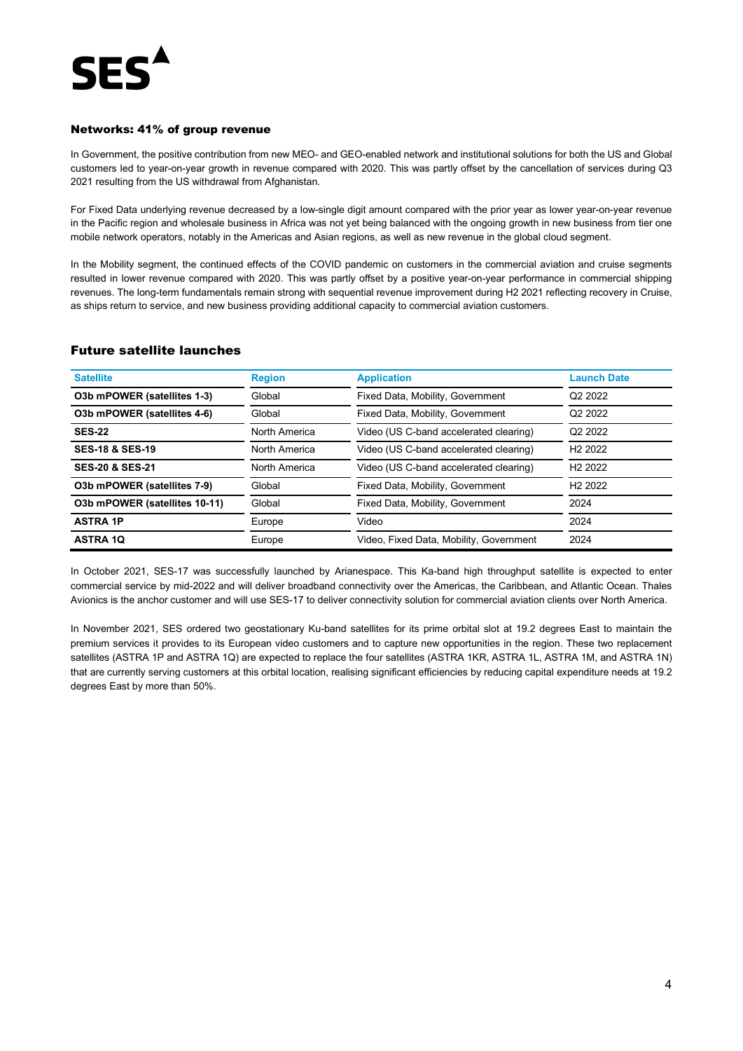## Networks: 41% of group revenue

In Government, the positive contribution from new MEO- and GEO-enabled network and institutional solutions for both the US and Global customers led to year-on-year growth in revenue compared with 2020. This was partly offset by the cancellation of services during Q3 2021 resulting from the US withdrawal from Afghanistan.

For Fixed Data underlying revenue decreased by a low-single digit amount compared with the prior year as lower year-on-year revenue in the Pacific region and wholesale business in Africa was not yet being balanced with the ongoing growth in new business from tier one mobile network operators, notably in the Americas and Asian regions, as well as new revenue in the global cloud segment.

In the Mobility segment, the continued effects of the COVID pandemic on customers in the commercial aviation and cruise segments resulted in lower revenue compared with 2020. This was partly offset by a positive year-on-year performance in commercial shipping revenues. The long-term fundamentals remain strong with sequential revenue improvement during H2 2021 reflecting recovery in Cruise, as ships return to service, and new business providing additional capacity to commercial aviation customers.

## Future satellite launches

| Satellite | Region | Application | Launch Date |
|---|---|---|---|
| **O3b mPOWER (satellites 1-3)** | Global | Fixed Data, Mobility, Government | Q2 2022 |
| **O3b mPOWER (satellites 4-6)** | Global | Fixed Data, Mobility, Government | Q2 2022 |
| **SES-22** | North America | Video (US C-band accelerated clearing) | Q2 2022 |
| **SES-18 & SES-19** | North America | Video (US C-band accelerated clearing) | H2 2022 |
| **SES-20 & SES-21** | North America | Video (US C-band accelerated clearing) | H2 2022 |
| **O3b mPOWER (satellites 7-9)** | Global | Fixed Data, Mobility, Government | H2 2022 |
| **O3b mPOWER (satellites 10-11)** | Global | Fixed Data, Mobility, Government | 2024 |
| **ASTRA 1P** | Europe | Video | 2024 |
| **ASTRA 1Q** | Europe | Video, Fixed Data, Mobility, Government | 2024 |

In October 2021, SES-17 was successfully launched by Arianespace. This Ka-band high throughput satellite is expected to enter commercial service by mid-2022 and will deliver broadband connectivity over the Americas, the Caribbean, and Atlantic Ocean. Thales Avionics is the anchor customer and will use SES-17 to deliver connectivity solution for commercial aviation clients over North America.

In November 2021, SES ordered two geostationary Ku-band satellites for its prime orbital slot at 19.2 degrees East to maintain the premium services it provides to its European video customers and to capture new opportunities in the region. These two replacement satellites (ASTRA 1P and ASTRA 1Q) are expected to replace the four satellites (ASTRA 1KR, ASTRA 1L, ASTRA 1M, and ASTRA 1N) that are currently serving customers at this orbital location, realising significant efficiencies by reducing capital expenditure needs at 19.2 degrees East by more than 50%.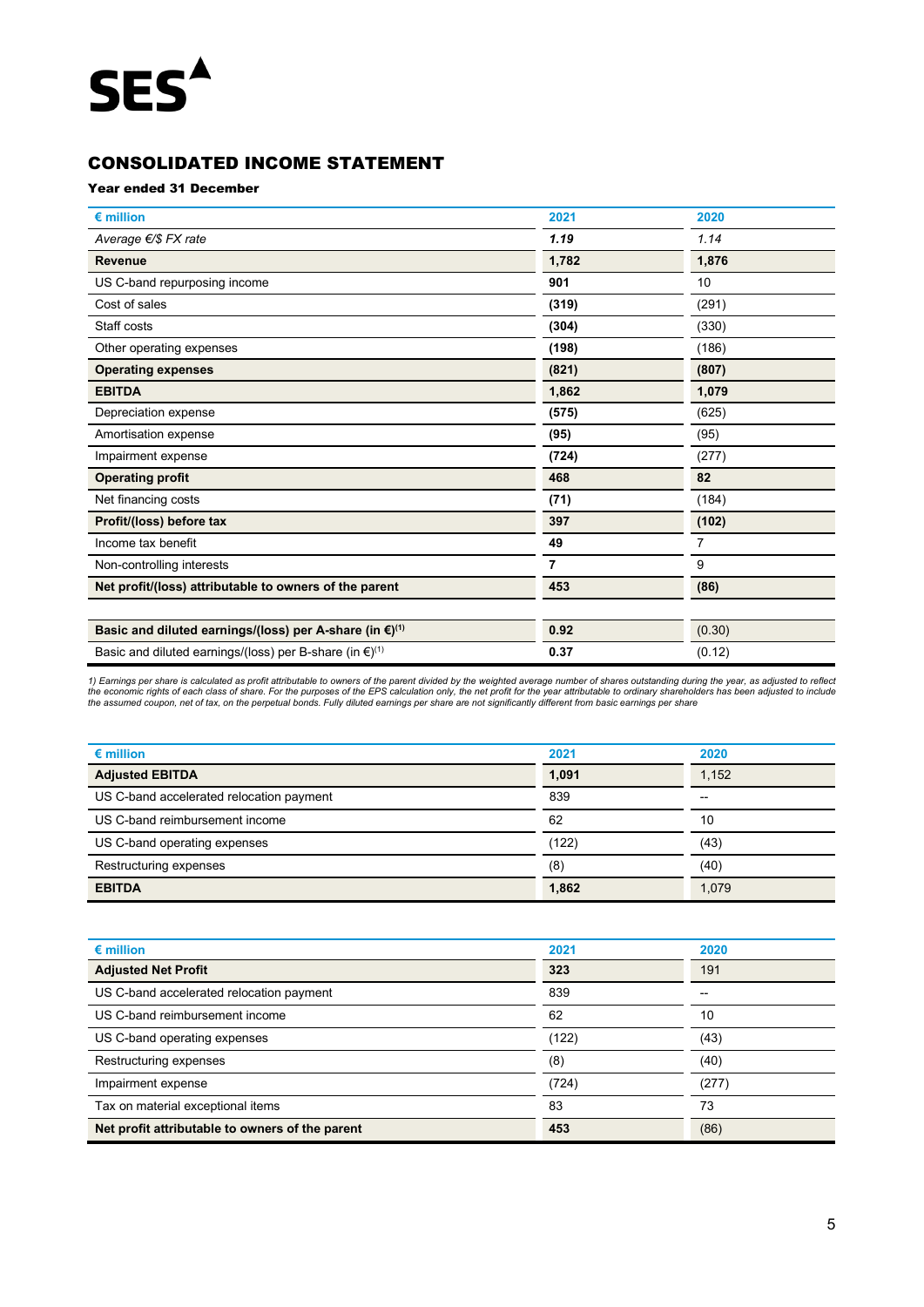SES

## CONSOLIDATED INCOME STATEMENT

**Year ended 31 December**

| € million | 2021 | 2020 |
|---|---|---|
| *Average €/$ FX rate* | ***1.19*** | *1.14* |
| **Revenue** | **1,782** | **1,876** |
| US C-band repurposing income | **901** | 10 |
| Cost of sales | **(319)** | (291) |
| Staff costs | **(304)** | (330) |
| Other operating expenses | **(198)** | (186) |
| **Operating expenses** | **(821)** | **(807)** |
| **EBITDA** | **1,862** | **1,079** |
| Depreciation expense | **(575)** | (625) |
| Amortisation expense | **(95)** | (95) |
| Impairment expense | **(724)** | (277) |
| **Operating profit** | **468** | **82** |
| Net financing costs | **(71)** | (184) |
| **Profit/(loss) before tax** | **397** | **(102)** |
| Income tax benefit | **49** | 7 |
| Non-controlling interests | **7** | 9 |
| **Net profit/(loss) attributable to owners of the parent** | **453** | **(86)** |
| | | |
| **Basic and diluted earnings/(loss) per A-share (in €)[1]** | **0.92** | (0.30) |
| Basic and diluted earnings/(loss) per B-share (in €)[1] | **0.37** | (0.12) |

*1) Earnings per share is calculated as profit attributable to owners of the parent divided by the weighted average number of shares outstanding during the year, as adjusted to reflect the economic rights of each class of share. For the purposes of the EPS calculation only, the net profit for the year attributable to ordinary shareholders has been adjusted to include the assumed coupon, net of tax, on the perpetual bonds. Fully diluted earnings per share are not significantly different from basic earnings per share*

| € million | 2021 | 2020 |
|---|---|---|
| **Adjusted EBITDA** | **1,091** | 1,152 |
| US C-band accelerated relocation payment | 839 | -- |
| US C-band reimbursement income | 62 | 10 |
| US C-band operating expenses | (122) | (43) |
| Restructuring expenses | (8) | (40) |
| **EBITDA** | **1,862** | 1,079 |

| € million | 2021 | 2020 |
|---|---|---|
| **Adjusted Net Profit** | **323** | 191 |
| US C-band accelerated relocation payment | 839 | -- |
| US C-band reimbursement income | 62 | 10 |
| US C-band operating expenses | (122) | (43) |
| Restructuring expenses | (8) | (40) |
| Impairment expense | (724) | (277) |
| Tax on material exceptional items | 83 | 73 |
| **Net profit attributable to owners of the parent** | **453** | (86) |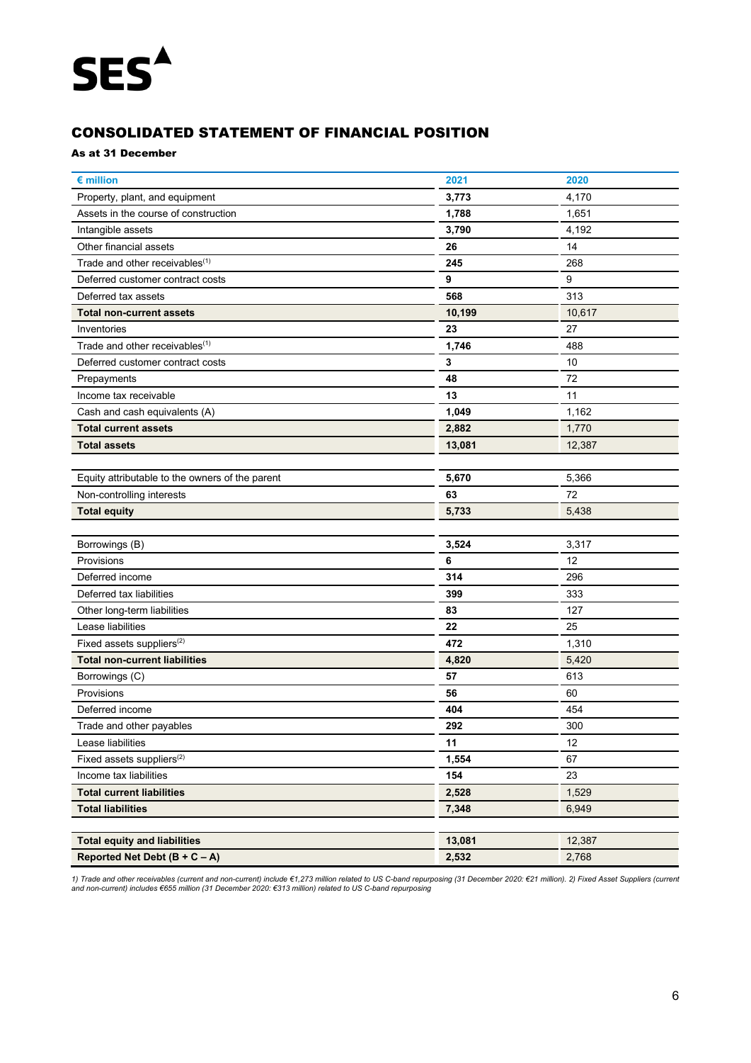SES

## CONSOLIDATED STATEMENT OF FINANCIAL POSITION

**As at 31 December**

| € million | 2021 | 2020 |
|---|---|---|
| Property, plant, and equipment | **3,773** | 4,170 |
| Assets in the course of construction | **1,788** | 1,651 |
| Intangible assets | **3,790** | 4,192 |
| Other financial assets | **26** | 14 |
| Trade and other receivables[1] | **245** | 268 |
| Deferred customer contract costs | **9** | 9 |
| Deferred tax assets | **568** | 313 |
| **Total non-current assets** | **10,199** | 10,617 |
| Inventories | **23** | 27 |
| Trade and other receivables[1] | **1,746** | 488 |
| Deferred customer contract costs | **3** | 10 |
| Prepayments | **48** | 72 |
| Income tax receivable | **13** | 11 |
| Cash and cash equivalents (A) | **1,049** | 1,162 |
| **Total current assets** | **2,882** | 1,770 |
| **Total assets** | **13,081** | 12,387 |
| | | |
| Equity attributable to the owners of the parent | **5,670** | 5,366 |
| Non-controlling interests | **63** | 72 |
| **Total equity** | **5,733** | 5,438 |
| | | |
| Borrowings (B) | **3,524** | 3,317 |
| Provisions | **6** | 12 |
| Deferred income | **314** | 296 |
| Deferred tax liabilities | **399** | 333 |
| Other long-term liabilities | **83** | 127 |
| Lease liabilities | **22** | 25 |
| Fixed assets suppliers[2] | **472** | 1,310 |
| **Total non-current liabilities** | **4,820** | 5,420 |
| Borrowings (C) | **57** | 613 |
| Provisions | **56** | 60 |
| Deferred income | **404** | 454 |
| Trade and other payables | **292** | 300 |
| Lease liabilities | **11** | 12 |
| Fixed assets suppliers[2] | **1,554** | 67 |
| Income tax liabilities | **154** | 23 |
| **Total current liabilities** | **2,528** | 1,529 |
| **Total liabilities** | **7,348** | 6,949 |
| | | |
| **Total equity and liabilities** | **13,081** | 12,387 |
| **Reported Net Debt (B + C – A)** | **2,532** | 2,768 |

*1) Trade and other receivables (current and non-current) include €1,273 million related to US C-band repurposing (31 December 2020: €21 million). 2) Fixed Asset Suppliers (current and non-current) includes €655 million (31 December 2020: €313 million) related to US C-band repurposing*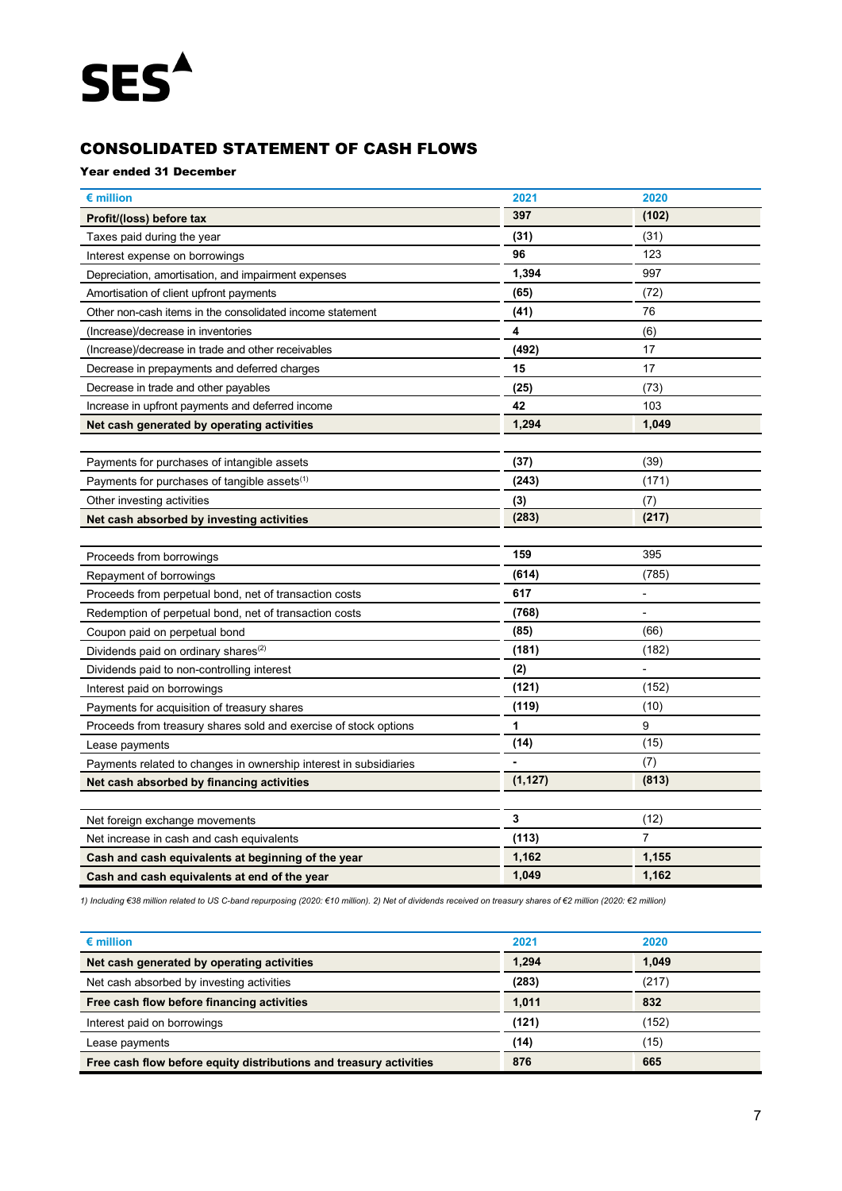SES

## CONSOLIDATED STATEMENT OF CASH FLOWS

**Year ended 31 December**

| € million | 2021 | 2020 |
|---|---|---|
| **Profit/(loss) before tax** | **397** | **(102)** |
| Taxes paid during the year | **(31)** | (31) |
| Interest expense on borrowings | **96** | 123 |
| Depreciation, amortisation, and impairment expenses | **1,394** | 997 |
| Amortisation of client upfront payments | **(65)** | (72) |
| Other non-cash items in the consolidated income statement | **(41)** | 76 |
| (Increase)/decrease in inventories | **4** | (6) |
| (Increase)/decrease in trade and other receivables | **(492)** | 17 |
| Decrease in prepayments and deferred charges | **15** | 17 |
| Decrease in trade and other payables | **(25)** | (73) |
| Increase in upfront payments and deferred income | **42** | 103 |
| **Net cash generated by operating activities** | **1,294** | **1,049** |
| | | |
| Payments for purchases of intangible assets | **(37)** | (39) |
| Payments for purchases of tangible assets[1] | **(243)** | (171) |
| Other investing activities | **(3)** | (7) |
| **Net cash absorbed by investing activities** | **(283)** | **(217)** |
| | | |
| Proceeds from borrowings | **159** | 395 |
| Repayment of borrowings | **(614)** | (785) |
| Proceeds from perpetual bond, net of transaction costs | **617** | - |
| Redemption of perpetual bond, net of transaction costs | **(768)** | - |
| Coupon paid on perpetual bond | **(85)** | (66) |
| Dividends paid on ordinary shares[2] | **(181)** | (182) |
| Dividends paid to non-controlling interest | **(2)** | - |
| Interest paid on borrowings | **(121)** | (152) |
| Payments for acquisition of treasury shares | **(119)** | (10) |
| Proceeds from treasury shares sold and exercise of stock options | **1** | 9 |
| Lease payments | **(14)** | (15) |
| Payments related to changes in ownership interest in subsidiaries | **-** | (7) |
| **Net cash absorbed by financing activities** | **(1,127)** | **(813)** |
| | | |
| Net foreign exchange movements | **3** | (12) |
| Net increase in cash and cash equivalents | **(113)** | 7 |
| **Cash and cash equivalents at beginning of the year** | **1,162** | **1,155** |
| **Cash and cash equivalents at end of the year** | **1,049** | **1,162** |

*1) Including €38 million related to US C-band repurposing (2020: €10 million). 2) Net of dividends received on treasury shares of €2 million (2020: €2 million)*

| € million | 2021 | 2020 |
|---|---|---|
| **Net cash generated by operating activities** | **1,294** | **1,049** |
| Net cash absorbed by investing activities | **(283)** | (217) |
| **Free cash flow before financing activities** | **1,011** | **832** |
| Interest paid on borrowings | **(121)** | (152) |
| Lease payments | **(14)** | (15) |
| **Free cash flow before equity distributions and treasury activities** | **876** | **665** |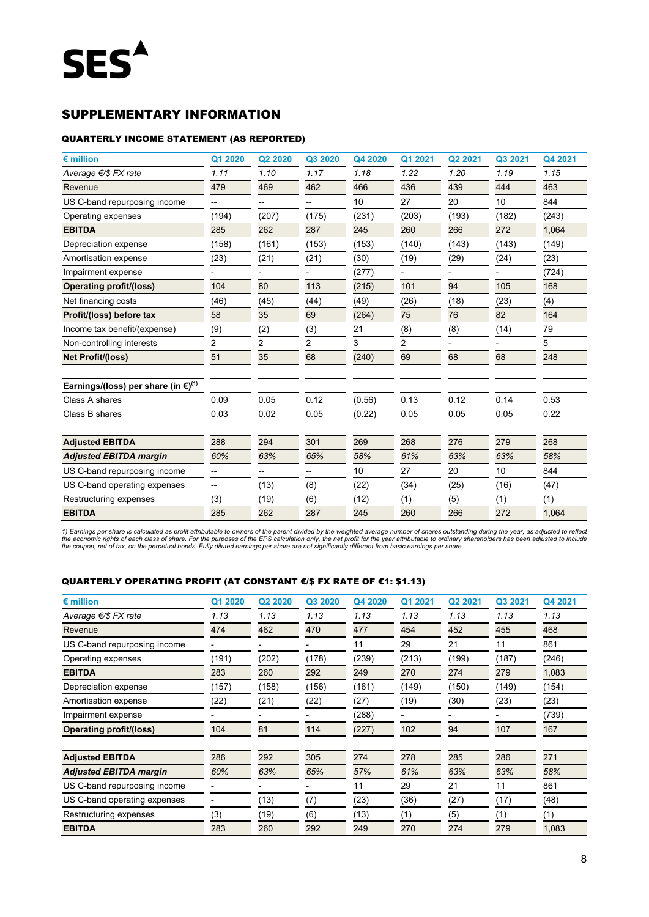SES

## SUPPLEMENTARY INFORMATION

### QUARTERLY INCOME STATEMENT (AS REPORTED)

| € million | Q1 2020 | Q2 2020 | Q3 2020 | Q4 2020 | Q1 2021 | Q2 2021 | Q3 2021 | Q4 2021 |
|---|---|---|---|---|---|---|---|---|
| *Average €/$ FX rate* | *1.11* | *1.10* | *1.17* | *1.18* | *1.22* | *1.20* | *1.19* | *1.15* |
| Revenue | 479 | 469 | 462 | 466 | 436 | 439 | 444 | 463 |
| US C-band repurposing income | -- | -- | -- | 10 | 27 | 20 | 10 | 844 |
| Operating expenses | (194) | (207) | (175) | (231) | (203) | (193) | (182) | (243) |
| **EBITDA** | 285 | 262 | 287 | 245 | 260 | 266 | 272 | 1,064 |
| Depreciation expense | (158) | (161) | (153) | (153) | (140) | (143) | (143) | (149) |
| Amortisation expense | (23) | (21) | (21) | (30) | (19) | (29) | (24) | (23) |
| Impairment expense | - | - | - | (277) | - | - | - | (724) |
| **Operating profit/(loss)** | 104 | 80 | 113 | (215) | 101 | 94 | 105 | 168 |
| Net financing costs | (46) | (45) | (44) | (49) | (26) | (18) | (23) | (4) |
| **Profit/(loss) before tax** | 58 | 35 | 69 | (264) | 75 | 76 | 82 | 164 |
| Income tax benefit/(expense) | (9) | (2) | (3) | 21 | (8) | (8) | (14) | 79 |
| Non-controlling interests | 2 | 2 | 2 | 3 | 2 | - | - | 5 |
| **Net Profit/(loss)** | 51 | 35 | 68 | (240) | 69 | 68 | 68 | 248 |
| | | | | | | | | |
| **Earnings/(loss) per share (in €)**[1] | | | | | | | | |
| Class A shares | 0.09 | 0.05 | 0.12 | (0.56) | 0.13 | 0.12 | 0.14 | 0.53 |
| Class B shares | 0.03 | 0.02 | 0.05 | (0.22) | 0.05 | 0.05 | 0.05 | 0.22 |
| | | | | | | | | |
| **Adjusted EBITDA** | 288 | 294 | 301 | 269 | 268 | 276 | 279 | 268 |
| ***Adjusted EBITDA margin*** | *60%* | *63%* | *65%* | *58%* | *61%* | *63%* | *63%* | *58%* |
| US C-band repurposing income | -- | -- | -- | 10 | 27 | 20 | 10 | 844 |
| US C-band operating expenses | -- | (13) | (8) | (22) | (34) | (25) | (16) | (47) |
| Restructuring expenses | (3) | (19) | (6) | (12) | (1) | (5) | (1) | (1) |
| **EBITDA** | 285 | 262 | 287 | 245 | 260 | 266 | 272 | 1,064 |

*1) Earnings per share is calculated as profit attributable to owners of the parent divided by the weighted average number of shares outstanding during the year, as adjusted to reflect the economic rights of each class of share. For the purposes of the EPS calculation only, the net profit for the year attributable to ordinary shareholders has been adjusted to include the coupon, net of tax, on the perpetual bonds. Fully diluted earnings per share are not significantly different from basic earnings per share.*

### QUARTERLY OPERATING PROFIT (AT CONSTANT €/$ FX RATE OF €1: $1.13)

| € million | Q1 2020 | Q2 2020 | Q3 2020 | Q4 2020 | Q1 2021 | Q2 2021 | Q3 2021 | Q4 2021 |
|---|---|---|---|---|---|---|---|---|
| *Average €/$ FX rate* | *1.13* | *1.13* | *1.13* | *1.13* | *1.13* | *1.13* | *1.13* | *1.13* |
| Revenue | 474 | 462 | 470 | 477 | 454 | 452 | 455 | 468 |
| US C-band repurposing income | - | - | - | 11 | 29 | 21 | 11 | 861 |
| Operating expenses | (191) | (202) | (178) | (239) | (213) | (199) | (187) | (246) |
| **EBITDA** | 283 | 260 | 292 | 249 | 270 | 274 | 279 | 1,083 |
| Depreciation expense | (157) | (158) | (156) | (161) | (149) | (150) | (149) | (154) |
| Amortisation expense | (22) | (21) | (22) | (27) | (19) | (30) | (23) | (23) |
| Impairment expense | - | - | - | (288) | - | - | - | (739) |
| **Operating profit/(loss)** | 104 | 81 | 114 | (227) | 102 | 94 | 107 | 167 |
| | | | | | | | | |
| **Adjusted EBITDA** | 286 | 292 | 305 | 274 | 278 | 285 | 286 | 271 |
| ***Adjusted EBITDA margin*** | *60%* | *63%* | *65%* | *57%* | *61%* | *63%* | *63%* | *58%* |
| US C-band repurposing income | - | - | - | 11 | 29 | 21 | 11 | 861 |
| US C-band operating expenses | - | (13) | (7) | (23) | (36) | (27) | (17) | (48) |
| Restructuring expenses | (3) | (19) | (6) | (13) | (1) | (5) | (1) | (1) |
| **EBITDA** | 283 | 260 | 292 | 249 | 270 | 274 | 279 | 1,083 |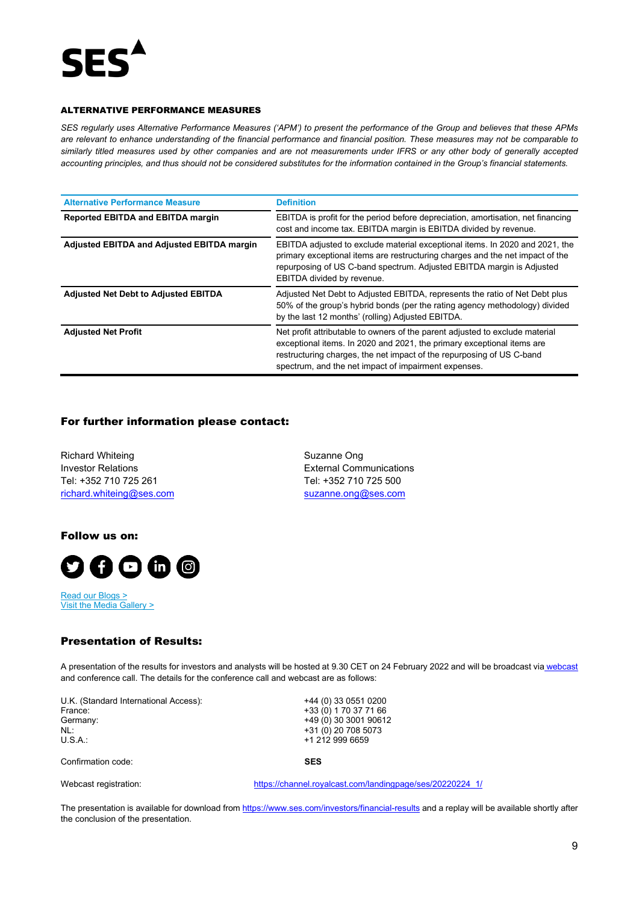## ALTERNATIVE PERFORMANCE MEASURES

*SES regularly uses Alternative Performance Measures ('APM') to present the performance of the Group and believes that these APMs are relevant to enhance understanding of the financial performance and financial position. These measures may not be comparable to similarly titled measures used by other companies and are not measurements under IFRS or any other body of generally accepted accounting principles, and thus should not be considered substitutes for the information contained in the Group's financial statements.*

| Alternative Performance Measure | Definition |
|---|---|
| **Reported EBITDA and EBITDA margin** | EBITDA is profit for the period before depreciation, amortisation, net financing cost and income tax. EBITDA margin is EBITDA divided by revenue. |
| **Adjusted EBITDA and Adjusted EBITDA margin** | EBITDA adjusted to exclude material exceptional items. In 2020 and 2021, the primary exceptional items are restructuring charges and the net impact of the repurposing of US C-band spectrum. Adjusted EBITDA margin is Adjusted EBITDA divided by revenue. |
| **Adjusted Net Debt to Adjusted EBITDA** | Adjusted Net Debt to Adjusted EBITDA, represents the ratio of Net Debt plus 50% of the group's hybrid bonds (per the rating agency methodology) divided by the last 12 months' (rolling) Adjusted EBITDA. |
| **Adjusted Net Profit** | Net profit attributable to owners of the parent adjusted to exclude material exceptional items. In 2020 and 2021, the primary exceptional items are restructuring charges, the net impact of the repurposing of US C-band spectrum, and the net impact of impairment expenses. |

## For further information please contact:

Richard Whiteing
Investor Relations
Tel: +352 710 725 261
richard.whiteing@ses.com

Suzanne Ong
External Communications
Tel: +352 710 725 500
suzanne.ong@ses.com

## Follow us on:

Read our Blogs >
Visit the Media Gallery >

## Presentation of Results:

A presentation of the results for investors and analysts will be hosted at 9.30 CET on 24 February 2022 and will be broadcast via webcast and conference call. The details for the conference call and webcast are as follows:

| | |
|---|---|
| U.K. (Standard International Access): | +44 (0) 33 0551 0200 |
| France: | +33 (0) 1 70 37 71 66 |
| Germany: | +49 (0) 30 3001 90612 |
| NL: | +31 (0) 20 708 5073 |
| U.S.A.: | +1 212 999 6659 |
| Confirmation code: | **SES** |
| Webcast registration: | https://channel.royalcast.com/landingpage/ses/20220224_1/ |

The presentation is available for download from https://www.ses.com/investors/financial-results and a replay will be available shortly after the conclusion of the presentation.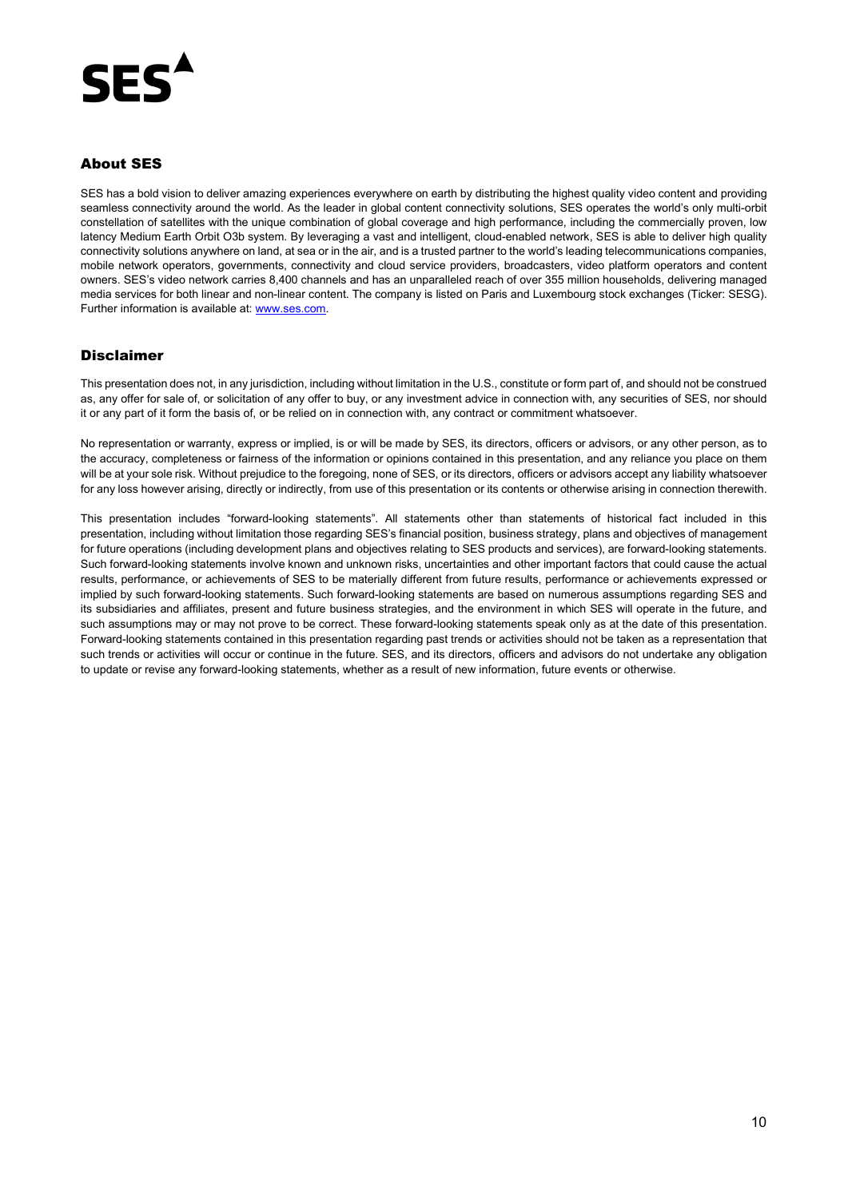SES

## About SES

SES has a bold vision to deliver amazing experiences everywhere on earth by distributing the highest quality video content and providing seamless connectivity around the world. As the leader in global content connectivity solutions, SES operates the world's only multi-orbit constellation of satellites with the unique combination of global coverage and high performance, including the commercially proven, low latency Medium Earth Orbit O3b system. By leveraging a vast and intelligent, cloud-enabled network, SES is able to deliver high quality connectivity solutions anywhere on land, at sea or in the air, and is a trusted partner to the world's leading telecommunications companies, mobile network operators, governments, connectivity and cloud service providers, broadcasters, video platform operators and content owners. SES's video network carries 8,400 channels and has an unparalleled reach of over 355 million households, delivering managed media services for both linear and non-linear content. The company is listed on Paris and Luxembourg stock exchanges (Ticker: SESG). Further information is available at: [www.ses.com](www.ses.com).

## Disclaimer

This presentation does not, in any jurisdiction, including without limitation in the U.S., constitute or form part of, and should not be construed as, any offer for sale of, or solicitation of any offer to buy, or any investment advice in connection with, any securities of SES, nor should it or any part of it form the basis of, or be relied on in connection with, any contract or commitment whatsoever.

No representation or warranty, express or implied, is or will be made by SES, its directors, officers or advisors, or any other person, as to the accuracy, completeness or fairness of the information or opinions contained in this presentation, and any reliance you place on them will be at your sole risk. Without prejudice to the foregoing, none of SES, or its directors, officers or advisors accept any liability whatsoever for any loss however arising, directly or indirectly, from use of this presentation or its contents or otherwise arising in connection therewith.

This presentation includes "forward-looking statements". All statements other than statements of historical fact included in this presentation, including without limitation those regarding SES's financial position, business strategy, plans and objectives of management for future operations (including development plans and objectives relating to SES products and services), are forward-looking statements. Such forward-looking statements involve known and unknown risks, uncertainties and other important factors that could cause the actual results, performance, or achievements of SES to be materially different from future results, performance or achievements expressed or implied by such forward-looking statements. Such forward-looking statements are based on numerous assumptions regarding SES and its subsidiaries and affiliates, present and future business strategies, and the environment in which SES will operate in the future, and such assumptions may or may not prove to be correct. These forward-looking statements speak only as at the date of this presentation. Forward-looking statements contained in this presentation regarding past trends or activities should not be taken as a representation that such trends or activities will occur or continue in the future. SES, and its directors, officers and advisors do not undertake any obligation to update or revise any forward-looking statements, whether as a result of new information, future events or otherwise.